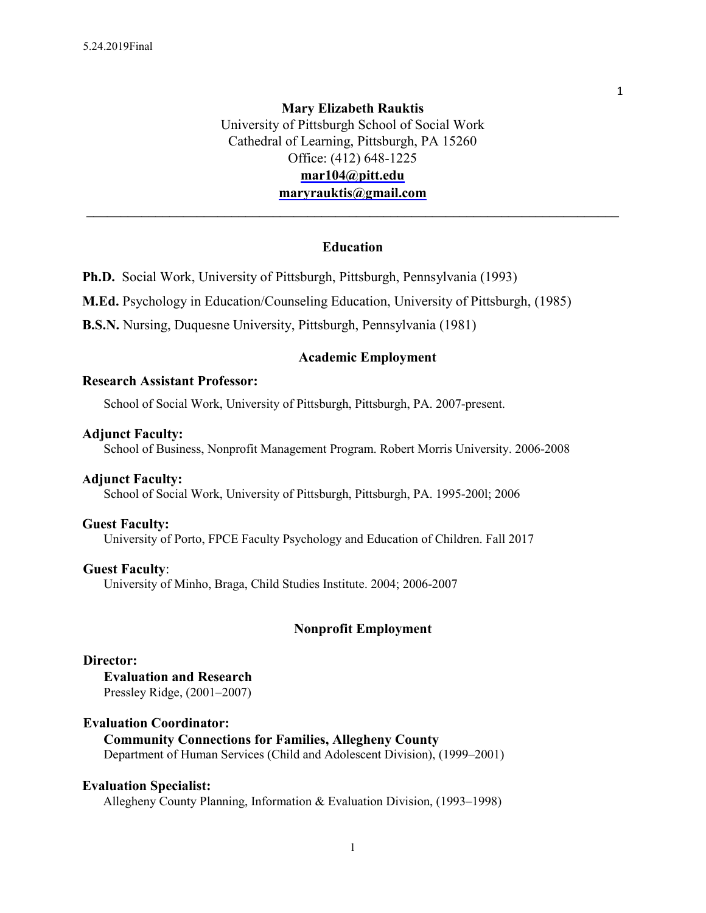# Mary Elizabeth Rauktis

University of Pittsburgh School of Social Work
Cathedral of Learning, Pittsburgh, PA 15260
Office: (412) 648-1225
**mar104@pitt.edu**
**maryrauktis@gmail.com**

---

## Education

**Ph.D.** Social Work, University of Pittsburgh, Pittsburgh, Pennsylvania (1993)

**M.Ed.** Psychology in Education/Counseling Education, University of Pittsburgh, (1985)

**B.S.N.** Nursing, Duquesne University, Pittsburgh, Pennsylvania (1981)

## Academic Employment

**Research Assistant Professor:**

School of Social Work, University of Pittsburgh, Pittsburgh, PA. 2007-present.

**Adjunct Faculty:**
School of Business, Nonprofit Management Program. Robert Morris University. 2006-2008

**Adjunct Faculty:**
School of Social Work, University of Pittsburgh, Pittsburgh, PA. 1995-200l; 2006

**Guest Faculty:**
University of Porto, FPCE Faculty Psychology and Education of Children. Fall 2017

**Guest Faculty**:
University of Minho, Braga, Child Studies Institute. 2004; 2006-2007

## Nonprofit Employment

**Director:**
**Evaluation and Research**
Pressley Ridge, (2001–2007)

**Evaluation Coordinator:**
**Community Connections for Families, Allegheny County**
Department of Human Services (Child and Adolescent Division), (1999–2001)

**Evaluation Specialist:**
Allegheny County Planning, Information & Evaluation Division, (1993–1998)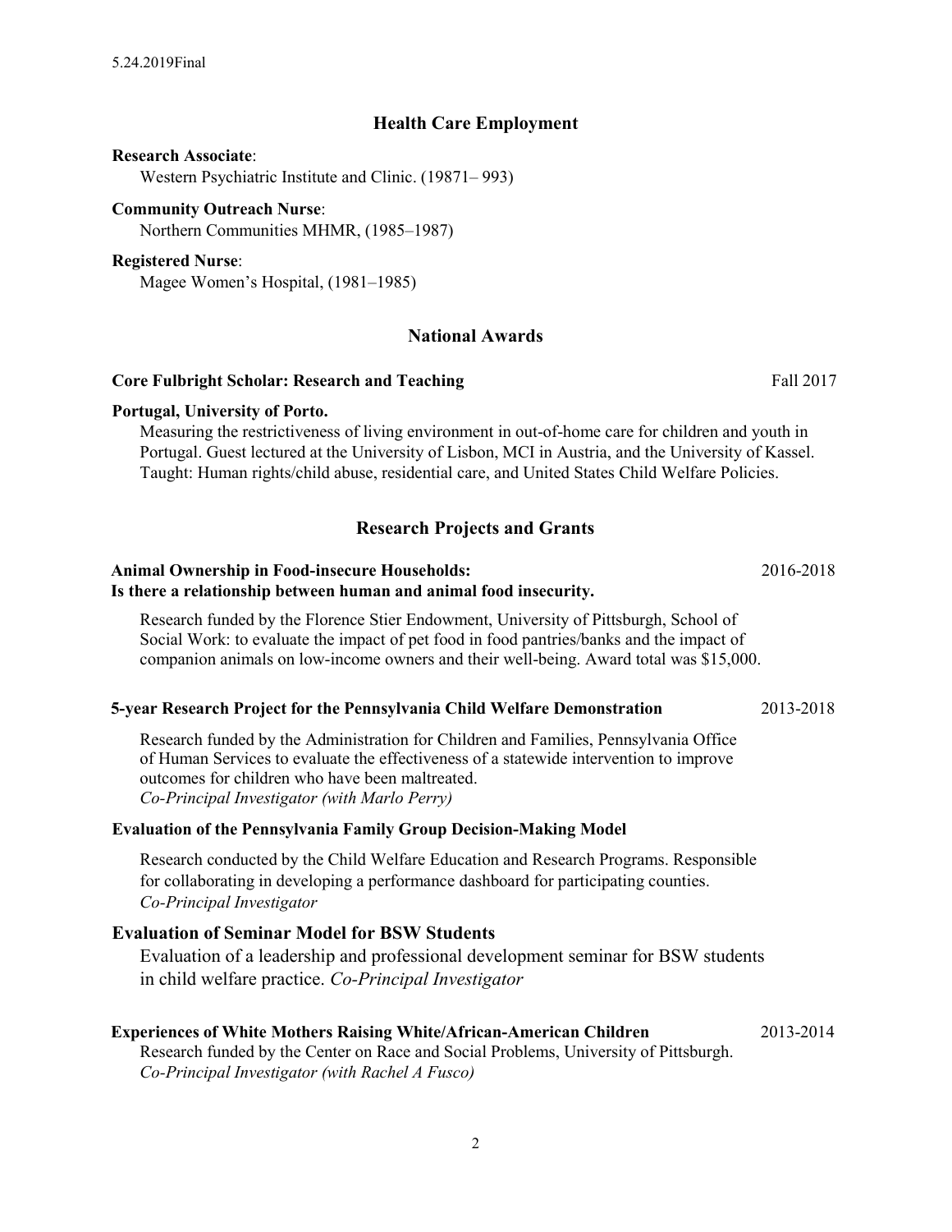## Health Care Employment

**Research Associate**:
Western Psychiatric Institute and Clinic. (19871– 993)

**Community Outreach Nurse**:
Northern Communities MHMR, (1985–1987)

**Registered Nurse**:
Magee Women's Hospital, (1981–1985)

## National Awards

**Core Fulbright Scholar: Research and Teaching** — Fall 2017

**Portugal, University of Porto.**
Measuring the restrictiveness of living environment in out-of-home care for children and youth in Portugal. Guest lectured at the University of Lisbon, MCI in Austria, and the University of Kassel. Taught: Human rights/child abuse, residential care, and United States Child Welfare Policies.

## Research Projects and Grants

**Animal Ownership in Food-insecure Households: Is there a relationship between human and animal food insecurity.** — 2016-2018

Research funded by the Florence Stier Endowment, University of Pittsburgh, School of Social Work: to evaluate the impact of pet food in food pantries/banks and the impact of companion animals on low-income owners and their well-being. Award total was $15,000.

**5-year Research Project for the Pennsylvania Child Welfare Demonstration** — 2013-2018

Research funded by the Administration for Children and Families, Pennsylvania Office of Human Services to evaluate the effectiveness of a statewide intervention to improve outcomes for children who have been maltreated.
*Co-Principal Investigator (with Marlo Perry)*

**Evaluation of the Pennsylvania Family Group Decision-Making Model**

Research conducted by the Child Welfare Education and Research Programs. Responsible for collaborating in developing a performance dashboard for participating counties.
*Co-Principal Investigator*

**Evaluation of Seminar Model for BSW Students**

Evaluation of a leadership and professional development seminar for BSW students in child welfare practice. *Co-Principal Investigator*

**Experiences of White Mothers Raising White/African-American Children** — 2013-2014

Research funded by the Center on Race and Social Problems, University of Pittsburgh.
*Co-Principal Investigator (with Rachel A Fusco)*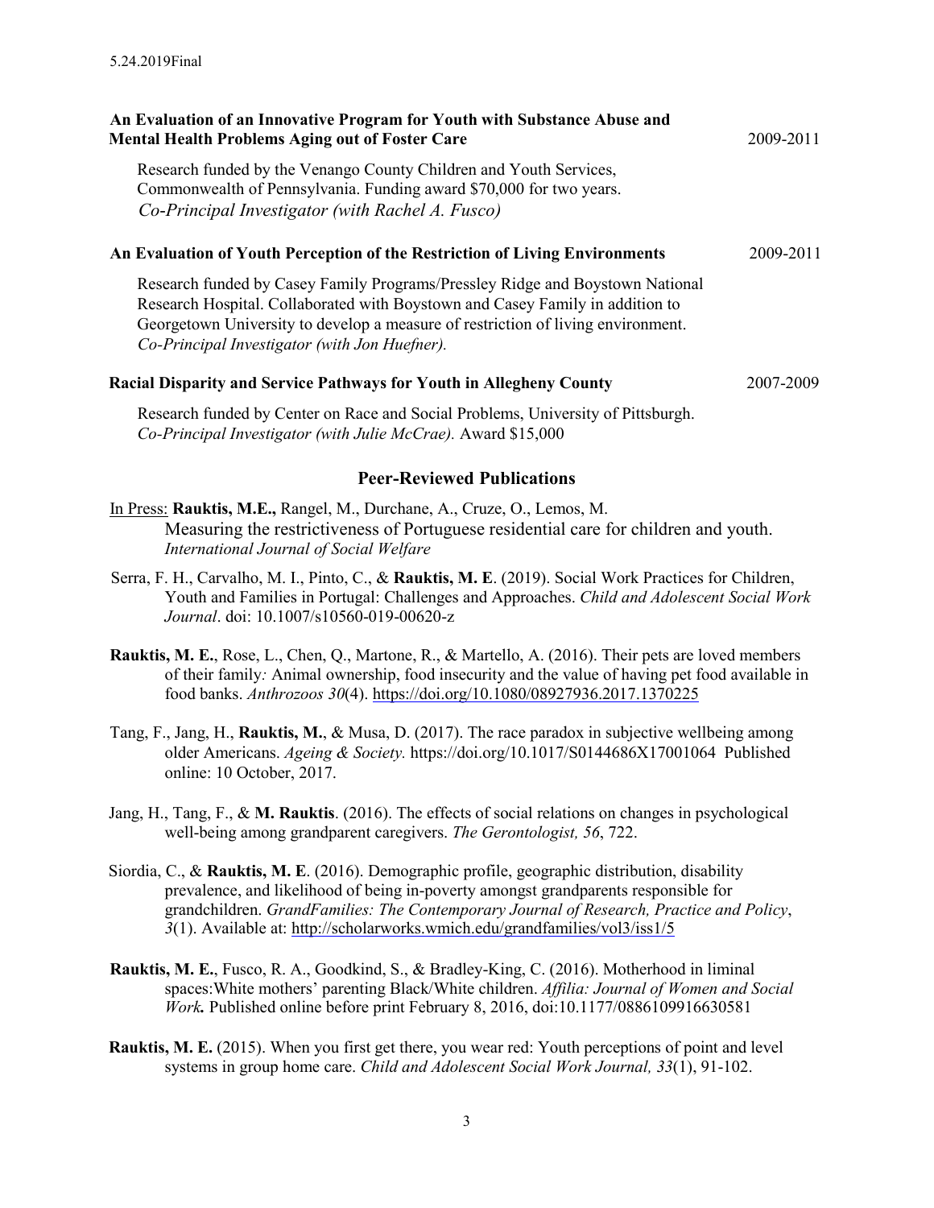**An Evaluation of an Innovative Program for Youth with Substance Abuse and Mental Health Problems Aging out of Foster Care** 2009-2011

Research funded by the Venango County Children and Youth Services, Commonwealth of Pennsylvania. Funding award $70,000 for two years.
*Co-Principal Investigator (with Rachel A. Fusco)*

**An Evaluation of Youth Perception of the Restriction of Living Environments** 2009-2011

Research funded by Casey Family Programs/Pressley Ridge and Boystown National Research Hospital. Collaborated with Boystown and Casey Family in addition to Georgetown University to develop a measure of restriction of living environment.
*Co-Principal Investigator (with Jon Huefner).*

**Racial Disparity and Service Pathways for Youth in Allegheny County** 2007-2009

Research funded by Center on Race and Social Problems, University of Pittsburgh.
*Co-Principal Investigator (with Julie McCrae).* Award $15,000

## Peer-Reviewed Publications

In Press: **Rauktis, M.E.,** Rangel, M., Durchane, A., Cruze, O., Lemos, M. Measuring the restrictiveness of Portuguese residential care for children and youth. *International Journal of Social Welfare*

Serra, F. H., Carvalho, M. I., Pinto, C., & **Rauktis, M. E**. (2019). Social Work Practices for Children, Youth and Families in Portugal: Challenges and Approaches. *Child and Adolescent Social Work Journal*. doi: 10.1007/s10560-019-00620-z

**Rauktis, M. E.**, Rose, L., Chen, Q., Martone, R., & Martello, A. (2016). Their pets are loved members of their family*:* Animal ownership, food insecurity and the value of having pet food available in food banks. *Anthrozoos 30*(4). https://doi.org/10.1080/08927936.2017.1370225

Tang, F., Jang, H., **Rauktis, M.**, & Musa, D. (2017). The race paradox in subjective wellbeing among older Americans. *Ageing & Society.* https://doi.org/10.1017/S0144686X17001064 Published online: 10 October, 2017.

Jang, H., Tang, F., & **M. Rauktis**. (2016). The effects of social relations on changes in psychological well-being among grandparent caregivers. *The Gerontologist, 56*, 722.

Siordia, C., & **Rauktis, M. E**. (2016). Demographic profile, geographic distribution, disability prevalence, and likelihood of being in-poverty amongst grandparents responsible for grandchildren. *GrandFamilies: The Contemporary Journal of Research, Practice and Policy*, *3*(1). Available at: http://scholarworks.wmich.edu/grandfamilies/vol3/iss1/5

**Rauktis, M. E.**, Fusco, R. A., Goodkind, S., & Bradley-King, C. (2016). Motherhood in liminal spaces:White mothers' parenting Black/White children. *Affilia: Journal of Women and Social Work.* Published online before print February 8, 2016, doi:10.1177/0886109916630581

**Rauktis, M. E.** (2015). When you first get there, you wear red: Youth perceptions of point and level systems in group home care. *Child and Adolescent Social Work Journal, 33*(1), 91-102.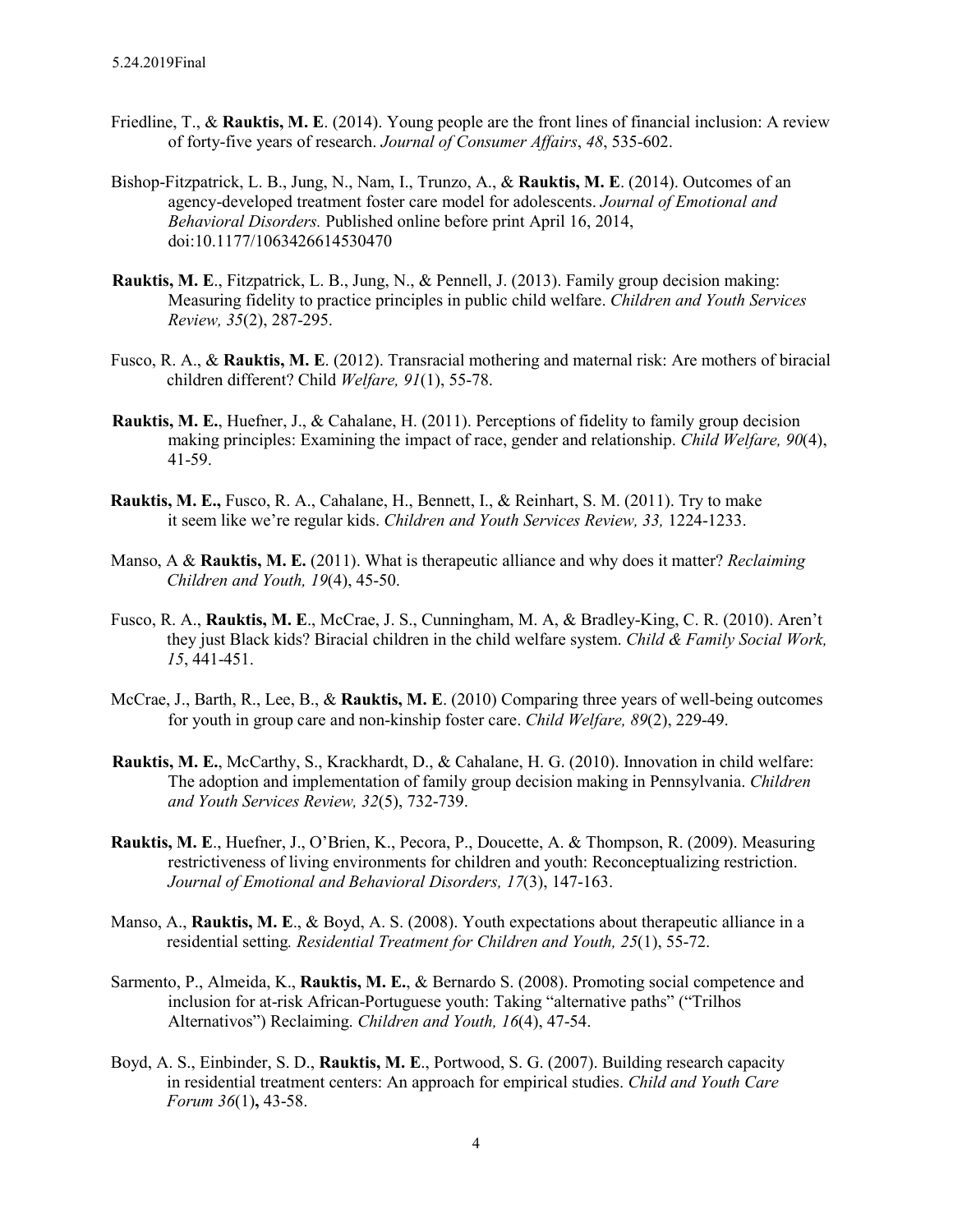Friedline, T., & **Rauktis, M. E**. (2014). Young people are the front lines of financial inclusion: A review of forty-five years of research. *Journal of Consumer Affairs*, *48*, 535-602.

Bishop-Fitzpatrick, L. B., Jung, N., Nam, I., Trunzo, A., & **Rauktis, M. E**. (2014). Outcomes of an agency-developed treatment foster care model for adolescents. *Journal of Emotional and Behavioral Disorders.* Published online before print April 16, 2014, doi:10.1177/1063426614530470

**Rauktis, M. E**., Fitzpatrick, L. B., Jung, N., & Pennell, J. (2013). Family group decision making: Measuring fidelity to practice principles in public child welfare. *Children and Youth Services Review, 35*(2), 287-295.

Fusco, R. A., & **Rauktis, M. E**. (2012). Transracial mothering and maternal risk: Are mothers of biracial children different? Child *Welfare, 91*(1), 55-78.

**Rauktis, M. E.**, Huefner, J., & Cahalane, H. (2011). Perceptions of fidelity to family group decision making principles: Examining the impact of race, gender and relationship. *Child Welfare, 90*(4), 41-59.

**Rauktis, M. E.,** Fusco, R. A., Cahalane, H., Bennett, I., & Reinhart, S. M. (2011). Try to make it seem like we're regular kids. *Children and Youth Services Review, 33,* 1224-1233.

Manso, A & **Rauktis, M. E.** (2011). What is therapeutic alliance and why does it matter? *Reclaiming Children and Youth, 19*(4), 45-50.

Fusco, R. A., **Rauktis, M. E**., McCrae, J. S., Cunningham, M. A, & Bradley-King, C. R. (2010). Aren't they just Black kids? Biracial children in the child welfare system. *Child & Family Social Work, 15*, 441-451.

McCrae, J., Barth, R., Lee, B., & **Rauktis, M. E**. (2010) Comparing three years of well-being outcomes for youth in group care and non-kinship foster care. *Child Welfare, 89*(2), 229-49.

**Rauktis, M. E.**, McCarthy, S., Krackhardt, D., & Cahalane, H. G. (2010). Innovation in child welfare: The adoption and implementation of family group decision making in Pennsylvania. *Children and Youth Services Review, 32*(5), 732-739.

**Rauktis, M. E**., Huefner, J., O'Brien, K., Pecora, P., Doucette, A. & Thompson, R. (2009). Measuring restrictiveness of living environments for children and youth: Reconceptualizing restriction. *Journal of Emotional and Behavioral Disorders, 17*(3), 147-163.

Manso, A., **Rauktis, M. E**., & Boyd, A. S. (2008). Youth expectations about therapeutic alliance in a residential setting*. Residential Treatment for Children and Youth, 25*(1), 55-72.

Sarmento, P., Almeida, K., **Rauktis, M. E.**, & Bernardo S. (2008). Promoting social competence and inclusion for at-risk African-Portuguese youth: Taking "alternative paths" ("Trilhos Alternativos") Reclaiming. *Children and Youth, 16*(4), 47-54.

Boyd, A. S., Einbinder, S. D., **Rauktis, M. E**., Portwood, S. G. (2007). Building research capacity in residential treatment centers: An approach for empirical studies. *Child and Youth Care Forum 36*(1)**,** 43-58.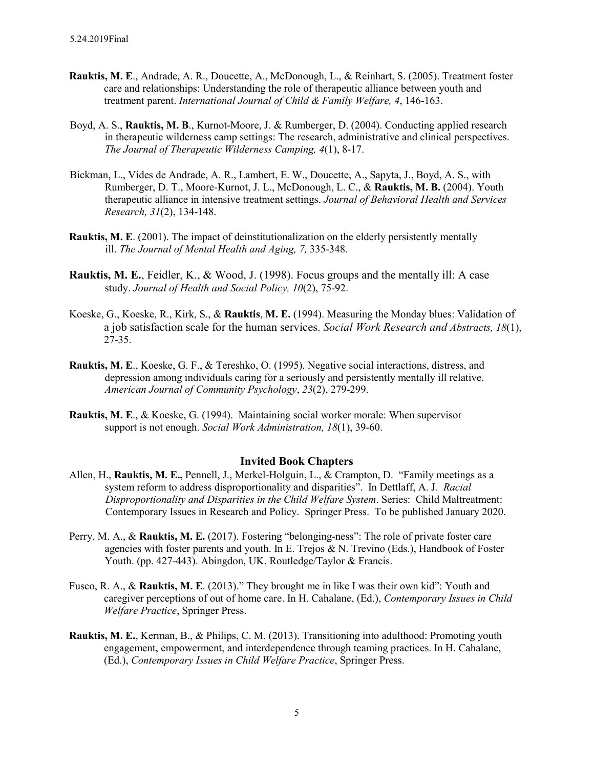**Rauktis, M. E**., Andrade, A. R., Doucette, A., McDonough, L., & Reinhart, S. (2005). Treatment foster care and relationships: Understanding the role of therapeutic alliance between youth and treatment parent. *International Journal of Child & Family Welfare, 4*, 146-163.

Boyd, A. S., **Rauktis, M. B**., Kurnot-Moore, J. & Rumberger, D. (2004). Conducting applied research in therapeutic wilderness camp settings: The research, administrative and clinical perspectives. *The Journal of Therapeutic Wilderness Camping, 4*(1), 8-17.

Bickman, L., Vides de Andrade, A. R., Lambert, E. W., Doucette, A., Sapyta, J., Boyd, A. S., with Rumberger, D. T., Moore-Kurnot, J. L., McDonough, L. C., & **Rauktis, M. B.** (2004). Youth therapeutic alliance in intensive treatment settings. *Journal of Behavioral Health and Services Research, 31*(2), 134-148.

**Rauktis, M. E**. (2001). The impact of deinstitutionalization on the elderly persistently mentally ill. *The Journal of Mental Health and Aging, 7,* 335-348.

**Rauktis, M. E.**, Feidler, K., & Wood, J. (1998). Focus groups and the mentally ill: A case study. *Journal of Health and Social Policy, 10*(2), 75-92.

Koeske, G., Koeske, R., Kirk, S., & **Rauktis**, **M. E.** (1994). Measuring the Monday blues: Validation of a job satisfaction scale for the human services. *Social Work Research and Abstracts, 18*(1), 27-35.

**Rauktis, M. E**., Koeske, G. F., & Tereshko, O. (1995). Negative social interactions, distress, and depression among individuals caring for a seriously and persistently mentally ill relative. *American Journal of Community Psychology*, *23*(2), 279-299.

**Rauktis, M. E**., & Koeske, G. (1994). Maintaining social worker morale: When supervisor support is not enough. *Social Work Administration, 18*(1), 39-60.

## Invited Book Chapters

Allen, H., **Rauktis, M. E.,** Pennell, J., Merkel-Holguin, L., & Crampton, D. "Family meetings as a system reform to address disproportionality and disparities". In Dettlaff, A. J. *Racial Disproportionality and Disparities in the Child Welfare System*. Series: Child Maltreatment: Contemporary Issues in Research and Policy. Springer Press. To be published January 2020.

Perry, M. A., & **Rauktis, M. E.** (2017). Fostering "belonging-ness": The role of private foster care agencies with foster parents and youth. In E. Trejos & N. Trevino (Eds.), Handbook of Foster Youth. (pp. 427-443). Abingdon, UK. Routledge/Taylor & Francis.

Fusco, R. A., & **Rauktis, M. E**. (2013)." They brought me in like I was their own kid": Youth and caregiver perceptions of out of home care. In H. Cahalane, (Ed.), *Contemporary Issues in Child Welfare Practice*, Springer Press.

**Rauktis, M. E.**, Kerman, B., & Philips, C. M. (2013). Transitioning into adulthood: Promoting youth engagement, empowerment, and interdependence through teaming practices. In H. Cahalane, (Ed.), *Contemporary Issues in Child Welfare Practice*, Springer Press.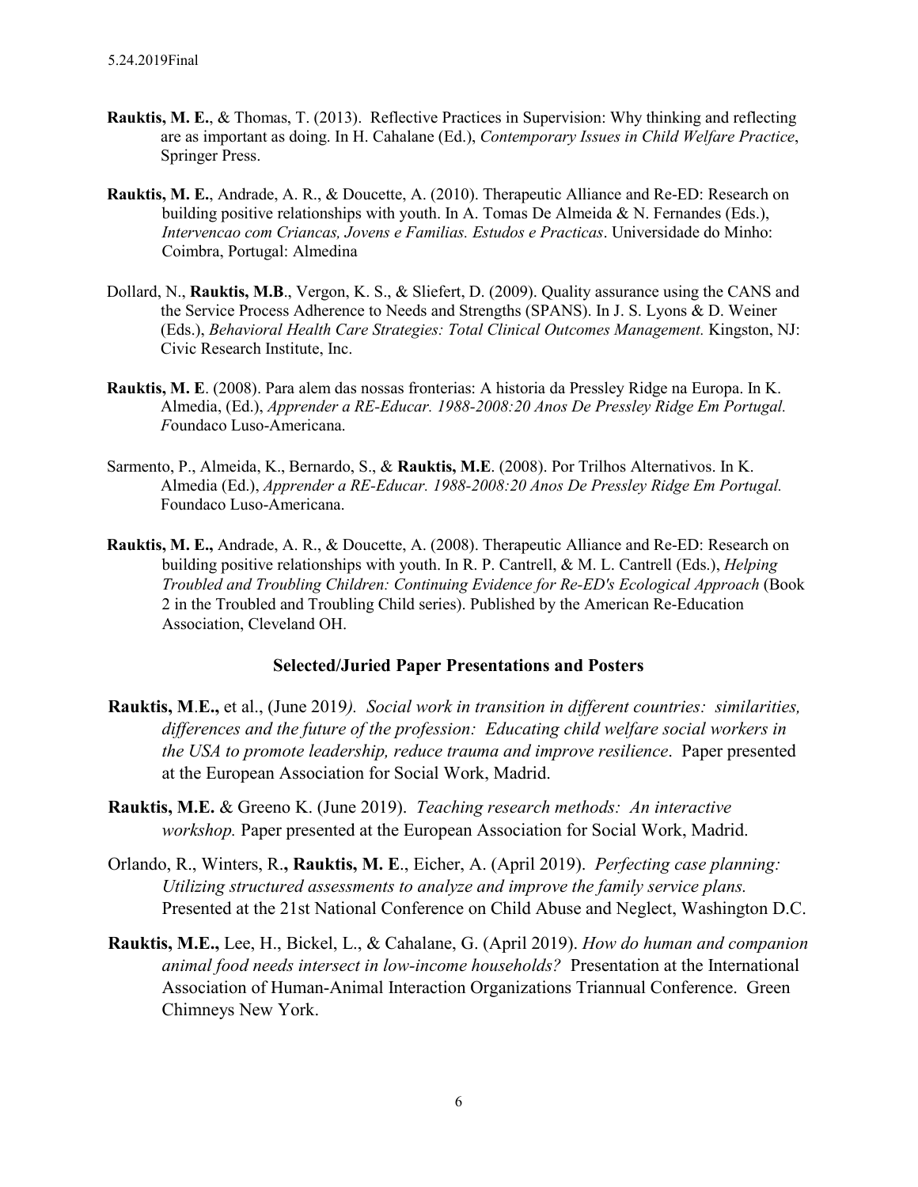**Rauktis, M. E.**, & Thomas, T. (2013). Reflective Practices in Supervision: Why thinking and reflecting are as important as doing. In H. Cahalane (Ed.), *Contemporary Issues in Child Welfare Practice*, Springer Press.

**Rauktis, M. E.**, Andrade, A. R., & Doucette, A. (2010). Therapeutic Alliance and Re-ED: Research on building positive relationships with youth. In A. Tomas De Almeida & N. Fernandes (Eds.), *Intervencao com Criancas, Jovens e Familias. Estudos e Practicas*. Universidade do Minho: Coimbra, Portugal: Almedina

Dollard, N., **Rauktis, M.B**., Vergon, K. S., & Sliefert, D. (2009). Quality assurance using the CANS and the Service Process Adherence to Needs and Strengths (SPANS). In J. S. Lyons & D. Weiner (Eds.), *Behavioral Health Care Strategies: Total Clinical Outcomes Management.* Kingston, NJ: Civic Research Institute, Inc.

**Rauktis, M. E**. (2008). Para alem das nossas fronterias: A historia da Pressley Ridge na Europa. In K. Almedia, (Ed.), *Apprender a RE-Educar. 1988-2008:20 Anos De Pressley Ridge Em Portugal. F*oundaco Luso-Americana.

Sarmento, P., Almeida, K., Bernardo, S., & **Rauktis, M.E**. (2008). Por Trilhos Alternativos. In K. Almedia (Ed.), *Apprender a RE-Educar. 1988-2008:20 Anos De Pressley Ridge Em Portugal.* Foundaco Luso-Americana.

**Rauktis, M. E.,** Andrade, A. R., & Doucette, A. (2008). Therapeutic Alliance and Re-ED: Research on building positive relationships with youth. In R. P. Cantrell, & M. L. Cantrell (Eds.), *Helping Troubled and Troubling Children: Continuing Evidence for Re-ED's Ecological Approach* (Book 2 in the Troubled and Troubling Child series). Published by the American Re-Education Association, Cleveland OH.

### Selected/Juried Paper Presentations and Posters

**Rauktis, M.E.,** et al., (June 2019*). Social work in transition in different countries: similarities, differences and the future of the profession: Educating child welfare social workers in the USA to promote leadership, reduce trauma and improve resilience*. Paper presented at the European Association for Social Work, Madrid.

**Rauktis, M.E.** & Greeno K. (June 2019). *Teaching research methods: An interactive workshop.* Paper presented at the European Association for Social Work, Madrid.

Orlando, R., Winters, R.**, Rauktis, M. E**., Eicher, A. (April 2019). *Perfecting case planning: Utilizing structured assessments to analyze and improve the family service plans.* Presented at the 21st National Conference on Child Abuse and Neglect, Washington D.C.

**Rauktis, M.E.,** Lee, H., Bickel, L., & Cahalane, G. (April 2019). *How do human and companion animal food needs intersect in low-income households?* Presentation at the International Association of Human-Animal Interaction Organizations Triannual Conference. Green Chimneys New York.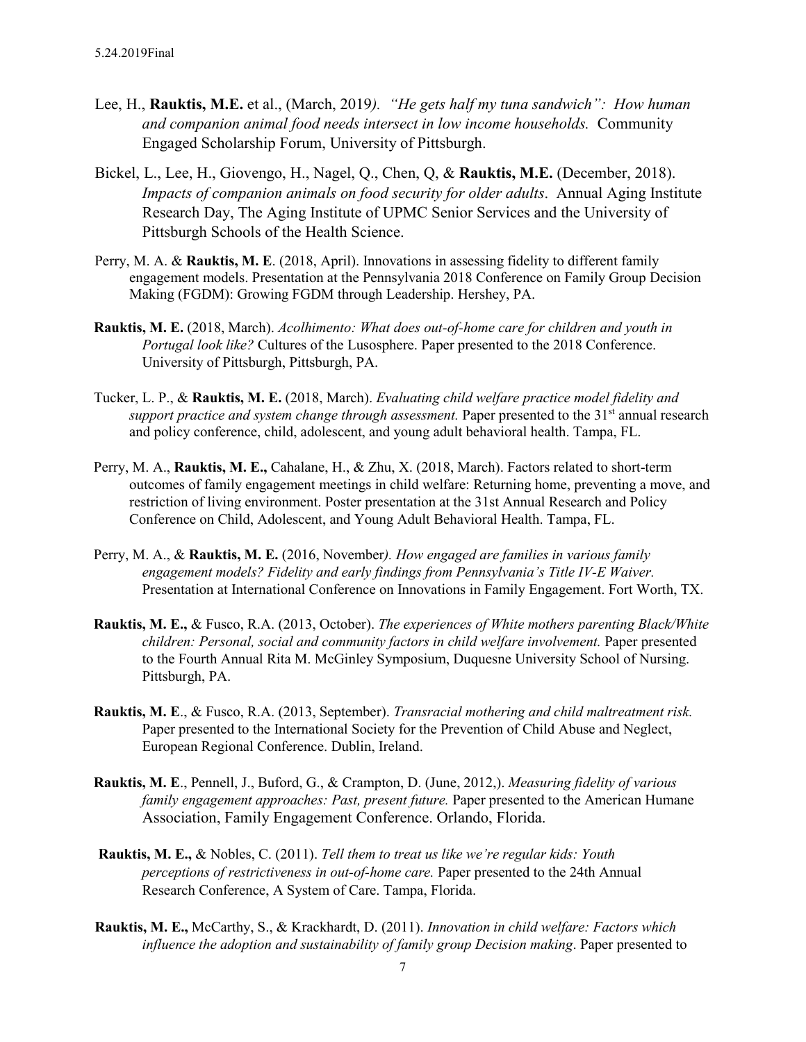Lee, H., **Rauktis, M.E.** et al., (March, 2019*). "He gets half my tuna sandwich": How human and companion animal food needs intersect in low income households.* Community Engaged Scholarship Forum, University of Pittsburgh.

Bickel, L., Lee, H., Giovengo, H., Nagel, Q., Chen, Q, & **Rauktis, M.E.** (December, 2018). *Impacts of companion animals on food security for older adults*. Annual Aging Institute Research Day, The Aging Institute of UPMC Senior Services and the University of Pittsburgh Schools of the Health Science.

Perry, M. A. & **Rauktis, M. E**. (2018, April). Innovations in assessing fidelity to different family engagement models. Presentation at the Pennsylvania 2018 Conference on Family Group Decision Making (FGDM): Growing FGDM through Leadership. Hershey, PA.

**Rauktis, M. E.** (2018, March). *Acolhimento: What does out-of-home care for children and youth in Portugal look like?* Cultures of the Lusosphere. Paper presented to the 2018 Conference. University of Pittsburgh, Pittsburgh, PA.

Tucker, L. P., & **Rauktis, M. E.** (2018, March). *Evaluating child welfare practice model fidelity and support practice and system change through assessment.* Paper presented to the 31st annual research and policy conference, child, adolescent, and young adult behavioral health. Tampa, FL.

Perry, M. A., **Rauktis, M. E.,** Cahalane, H., & Zhu, X. (2018, March). Factors related to short-term outcomes of family engagement meetings in child welfare: Returning home, preventing a move, and restriction of living environment. Poster presentation at the 31st Annual Research and Policy Conference on Child, Adolescent, and Young Adult Behavioral Health. Tampa, FL.

Perry, M. A., & **Rauktis, M. E.** (2016, November*). How engaged are families in various family engagement models? Fidelity and early findings from Pennsylvania's Title IV-E Waiver.* Presentation at International Conference on Innovations in Family Engagement. Fort Worth, TX.

**Rauktis, M. E.,** & Fusco, R.A. (2013, October). *The experiences of White mothers parenting Black/White children: Personal, social and community factors in child welfare involvement.* Paper presented to the Fourth Annual Rita M. McGinley Symposium, Duquesne University School of Nursing. Pittsburgh, PA.

**Rauktis, M. E**., & Fusco, R.A. (2013, September). *Transracial mothering and child maltreatment risk.* Paper presented to the International Society for the Prevention of Child Abuse and Neglect, European Regional Conference. Dublin, Ireland.

**Rauktis, M. E**., Pennell, J., Buford, G., & Crampton, D. (June, 2012,). *Measuring fidelity of various family engagement approaches: Past, present future.* Paper presented to the American Humane Association, Family Engagement Conference. Orlando, Florida.

**Rauktis, M. E.,** & Nobles, C. (2011). *Tell them to treat us like we're regular kids: Youth perceptions of restrictiveness in out-of-home care.* Paper presented to the 24th Annual Research Conference, A System of Care. Tampa, Florida.

**Rauktis, M. E.,** McCarthy, S., & Krackhardt, D. (2011). *Innovation in child welfare: Factors which influence the adoption and sustainability of family group Decision making*. Paper presented to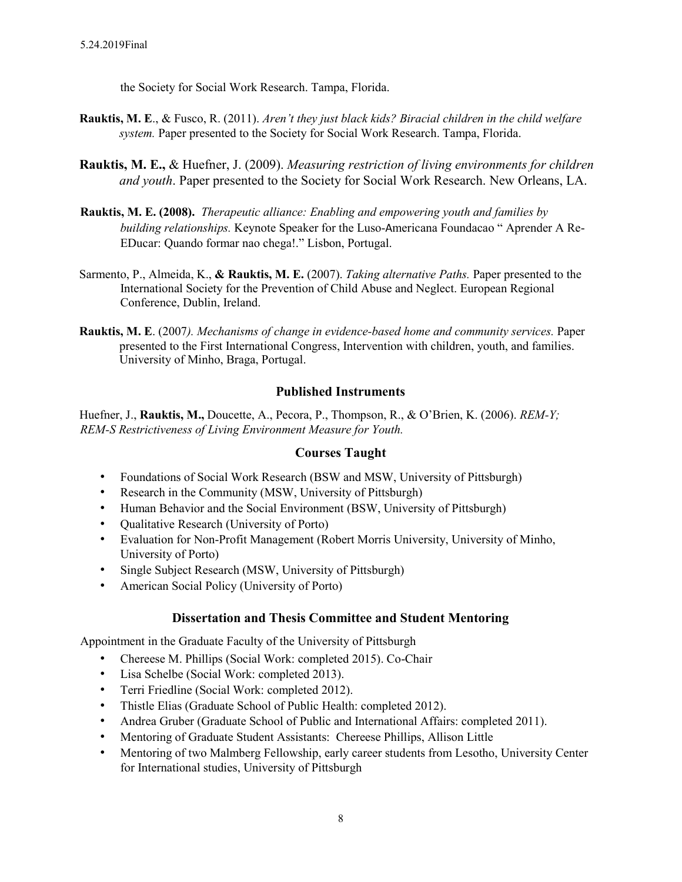the Society for Social Work Research. Tampa, Florida.

**Rauktis, M. E**., & Fusco, R. (2011). *Aren't they just black kids? Biracial children in the child welfare system.* Paper presented to the Society for Social Work Research. Tampa, Florida.

**Rauktis, M. E.,** & Huefner, J. (2009). *Measuring restriction of living environments for children and youth*. Paper presented to the Society for Social Work Research. New Orleans, LA.

**Rauktis, M. E. (2008).** *Therapeutic alliance: Enabling and empowering youth and families by building relationships.* Keynote Speaker for the Luso-Americana Foundacao " Aprender A Re-EDucar: Quando formar nao chega!." Lisbon, Portugal.

Sarmento, P., Almeida, K., **& Rauktis, M. E.** (2007). *Taking alternative Paths.* Paper presented to the International Society for the Prevention of Child Abuse and Neglect. European Regional Conference, Dublin, Ireland.

**Rauktis, M. E**. (2007*). Mechanisms of change in evidence-based home and community services.* Paper presented to the First International Congress, Intervention with children, youth, and families. University of Minho, Braga, Portugal.

## Published Instruments

Huefner, J., **Rauktis, M.,** Doucette, A., Pecora, P., Thompson, R., & O'Brien, K. (2006). *REM-Y; REM-S Restrictiveness of Living Environment Measure for Youth.*

## Courses Taught

- Foundations of Social Work Research (BSW and MSW, University of Pittsburgh)
- Research in the Community (MSW, University of Pittsburgh)
- Human Behavior and the Social Environment (BSW, University of Pittsburgh)
- Qualitative Research (University of Porto)
- Evaluation for Non-Profit Management (Robert Morris University, University of Minho, University of Porto)
- Single Subject Research (MSW, University of Pittsburgh)
- American Social Policy (University of Porto)

## Dissertation and Thesis Committee and Student Mentoring

Appointment in the Graduate Faculty of the University of Pittsburgh

- Chereese M. Phillips (Social Work: completed 2015). Co-Chair
- Lisa Schelbe (Social Work: completed 2013).
- Terri Friedline (Social Work: completed 2012).
- Thistle Elias (Graduate School of Public Health: completed 2012).
- Andrea Gruber (Graduate School of Public and International Affairs: completed 2011).
- Mentoring of Graduate Student Assistants: Chereese Phillips, Allison Little
- Mentoring of two Malmberg Fellowship, early career students from Lesotho, University Center for International studies, University of Pittsburgh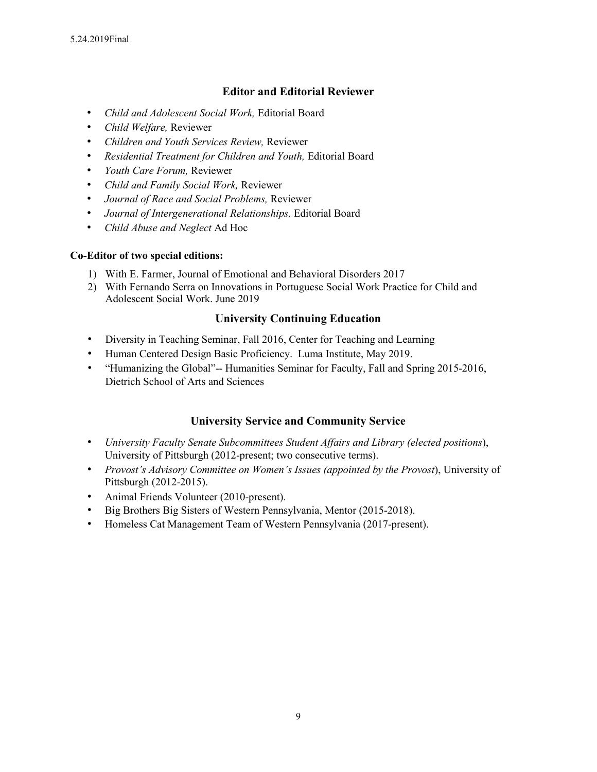## Editor and Editorial Reviewer

- *Child and Adolescent Social Work,* Editorial Board
- *Child Welfare,* Reviewer
- *Children and Youth Services Review,* Reviewer
- *Residential Treatment for Children and Youth,* Editorial Board
- *Youth Care Forum,* Reviewer
- *Child and Family Social Work,* Reviewer
- *Journal of Race and Social Problems,* Reviewer
- *Journal of Intergenerational Relationships,* Editorial Board
- *Child Abuse and Neglect* Ad Hoc

**Co-Editor of two special editions:**

1) With E. Farmer, Journal of Emotional and Behavioral Disorders 2017
2) With Fernando Serra on Innovations in Portuguese Social Work Practice for Child and Adolescent Social Work. June 2019

## University Continuing Education

- Diversity in Teaching Seminar, Fall 2016, Center for Teaching and Learning
- Human Centered Design Basic Proficiency. Luma Institute, May 2019.
- "Humanizing the Global"-- Humanities Seminar for Faculty, Fall and Spring 2015-2016, Dietrich School of Arts and Sciences

## University Service and Community Service

- *University Faculty Senate Subcommittees Student Affairs and Library (elected positions*), University of Pittsburgh (2012-present; two consecutive terms).
- *Provost's Advisory Committee on Women's Issues (appointed by the Provost*), University of Pittsburgh (2012-2015).
- Animal Friends Volunteer (2010-present).
- Big Brothers Big Sisters of Western Pennsylvania, Mentor (2015-2018).
- Homeless Cat Management Team of Western Pennsylvania (2017-present).